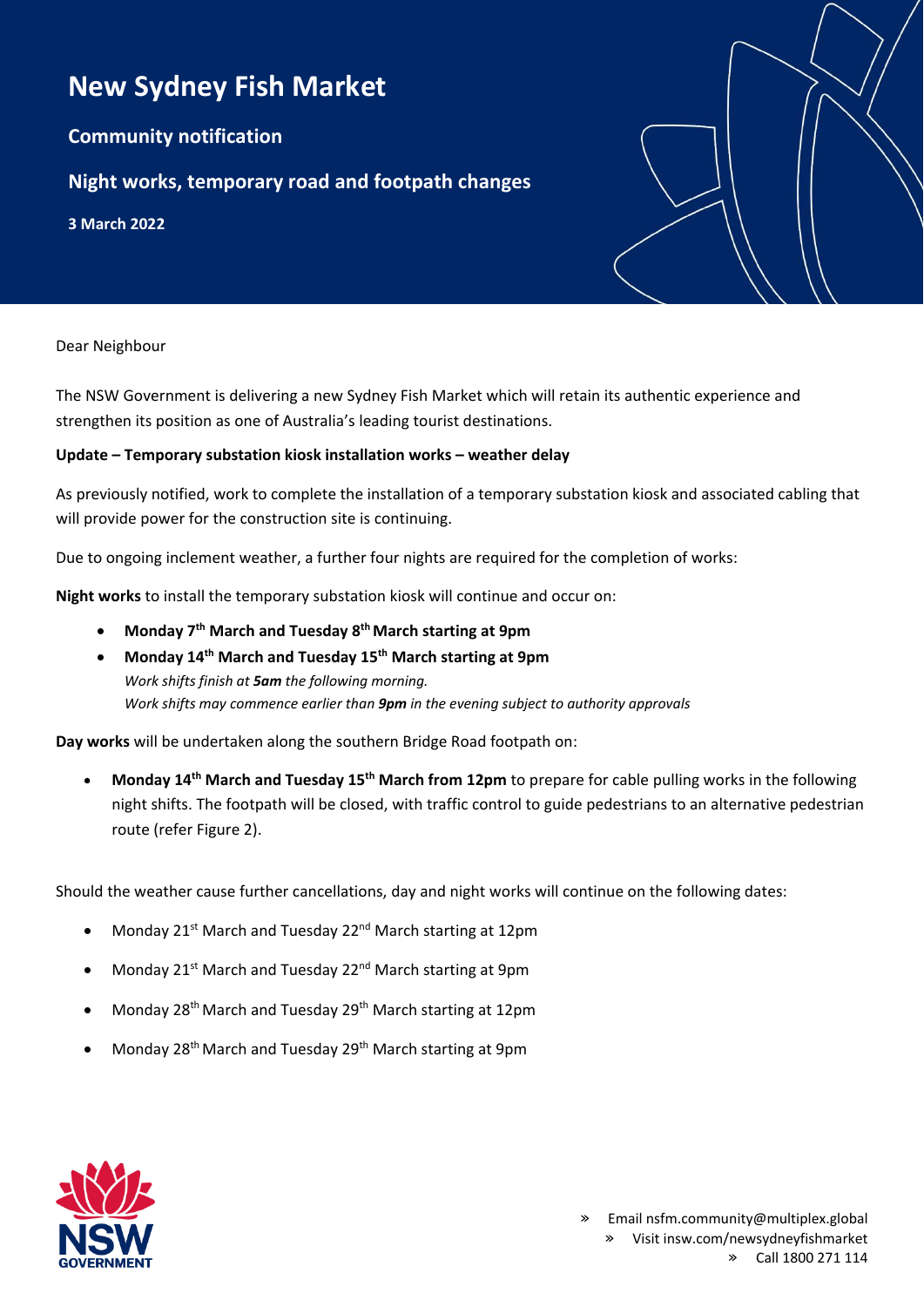# New Sydney Fish Market

## Community notification

## Night works, temporary road and footpath changes

**3 March 2022**

Dear Neighbour

The NSW Government is delivering a new Sydney Fish Market which will retain its authentic experience and strengthen its position as one of Australia's leading tourist destinations.

**Update – Temporary substation kiosk installation works – weather delay**

As previously notified, work to complete the installation of a temporary substation kiosk and associated cabling that will provide power for the construction site is continuing.

Due to ongoing inclement weather, a further four nights are required for the completion of works:

**Night works** to install the temporary substation kiosk will continue and occur on:

- **Monday 7th March and Tuesday 8th March starting at 9pm**
- **Monday 14th March and Tuesday 15th March starting at 9pm**
  *Work shifts finish at **5am** the following morning.*
  *Work shifts may commence earlier than **9pm** in the evening subject to authority approvals*

**Day works** will be undertaken along the southern Bridge Road footpath on:

- **Monday 14th March and Tuesday 15th March from 12pm** to prepare for cable pulling works in the following night shifts. The footpath will be closed, with traffic control to guide pedestrians to an alternative pedestrian route (refer Figure 2).

Should the weather cause further cancellations, day and night works will continue on the following dates:

- Monday 21st March and Tuesday 22nd March starting at 12pm
- Monday 21st March and Tuesday 22nd March starting at 9pm
- Monday 28th March and Tuesday 29th March starting at 12pm
- Monday 28th March and Tuesday 29th March starting at 9pm

» Email nsfm.community@multiplex.global
» Visit insw.com/newsydneyfishmarket
» Call 1800 271 114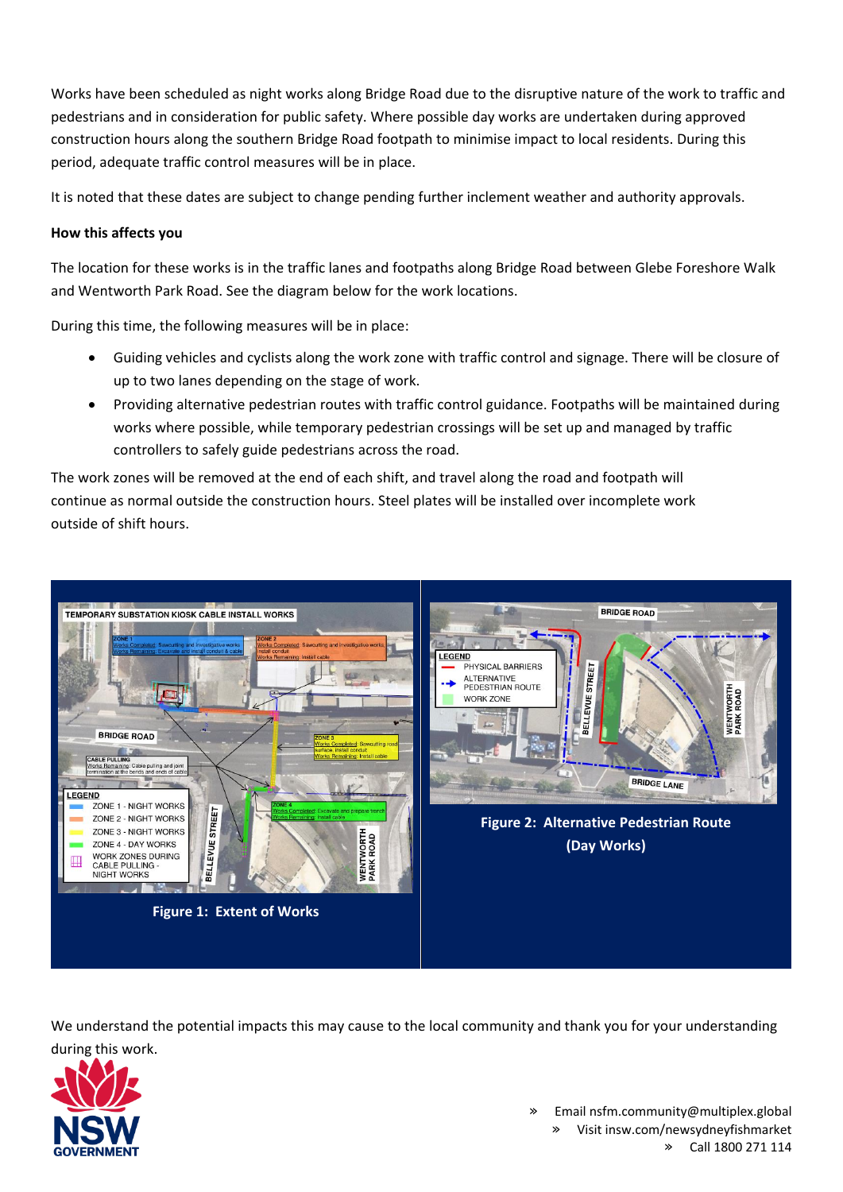Works have been scheduled as night works along Bridge Road due to the disruptive nature of the work to traffic and pedestrians and in consideration for public safety. Where possible day works are undertaken during approved construction hours along the southern Bridge Road footpath to minimise impact to local residents. During this period, adequate traffic control measures will be in place.

It is noted that these dates are subject to change pending further inclement weather and authority approvals.

**How this affects you**

The location for these works is in the traffic lanes and footpaths along Bridge Road between Glebe Foreshore Walk and Wentworth Park Road. See the diagram below for the work locations.

During this time, the following measures will be in place:

- Guiding vehicles and cyclists along the work zone with traffic control and signage. There will be closure of up to two lanes depending on the stage of work.
- Providing alternative pedestrian routes with traffic control guidance. Footpaths will be maintained during works where possible, while temporary pedestrian crossings will be set up and managed by traffic controllers to safely guide pedestrians across the road.

The work zones will be removed at the end of each shift, and travel along the road and footpath will continue as normal outside the construction hours. Steel plates will be installed over incomplete work outside of shift hours.

**Figure 1: Extent of Works**

**Figure 2: Alternative Pedestrian Route (Day Works)**

We understand the potential impacts this may cause to the local community and thank you for your understanding during this work.

» Email nsfm.community@multiplex.global
» Visit insw.com/newsydneyfishmarket
» Call 1800 271 114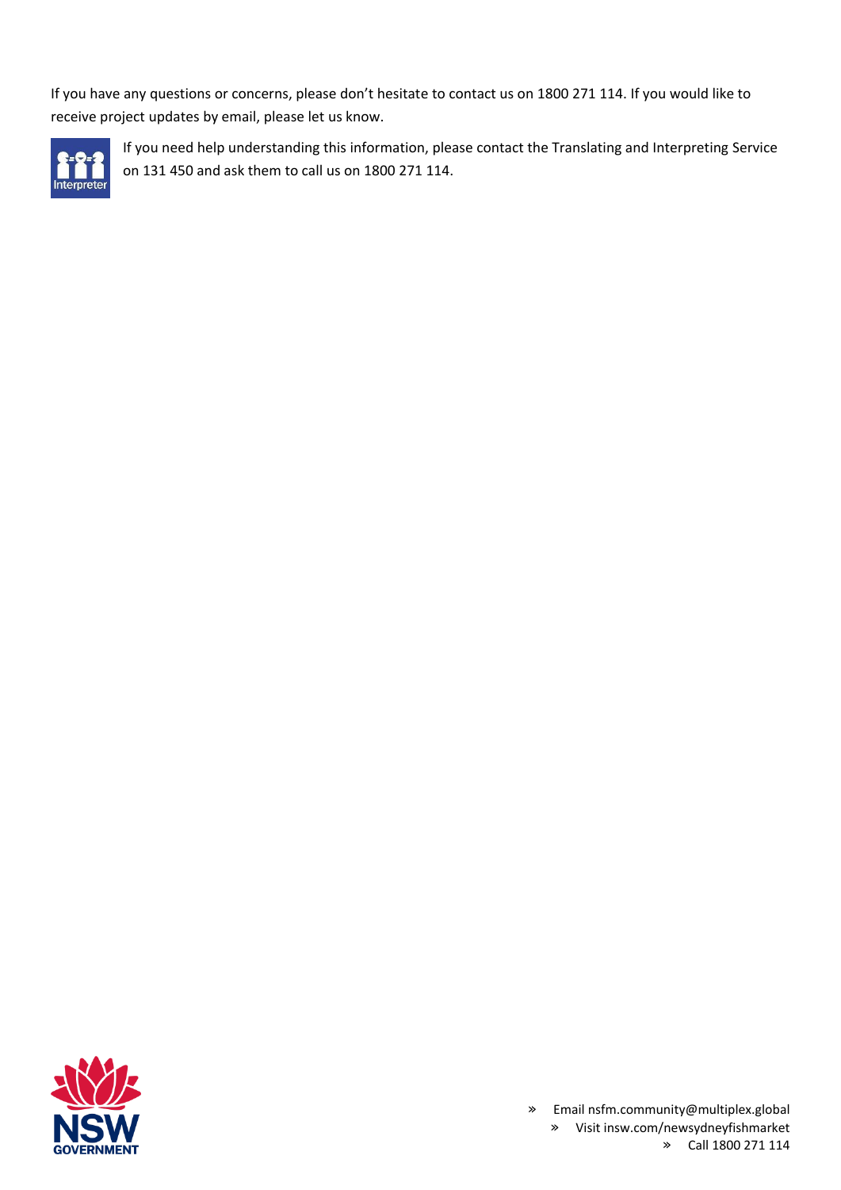If you have any questions or concerns, please don't hesitate to contact us on 1800 271 114. If you would like to receive project updates by email, please let us know.

If you need help understanding this information, please contact the Translating and Interpreting Service on 131 450 and ask them to call us on 1800 271 114.

» Email nsfm.community@multiplex.global
» Visit insw.com/newsydneyfishmarket
» Call 1800 271 114